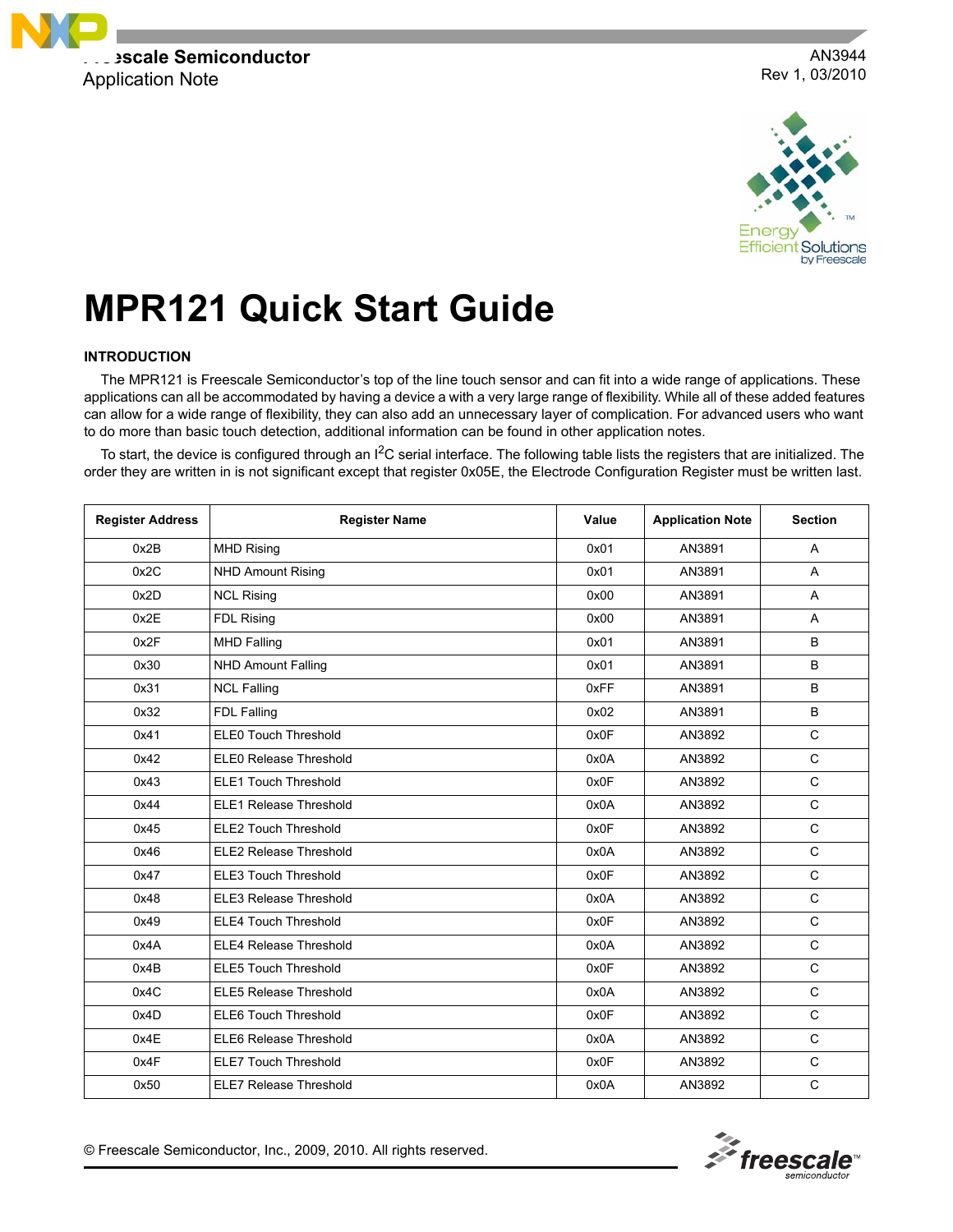Freescale Semiconductor
Application Note

AN3944
Rev 1, 03/2010

# MPR121 Quick Start Guide

## INTRODUCTION

The MPR121 is Freescale Semiconductor's top of the line touch sensor and can fit into a wide range of applications. These applications can all be accommodated by having a device a with a very large range of flexibility. While all of these added features can allow for a wide range of flexibility, they can also add an unnecessary layer of complication. For advanced users who want to do more than basic touch detection, additional information can be found in other application notes.

To start, the device is configured through an I$^2$C serial interface. The following table lists the registers that are initialized. The order they are written in is not significant except that register 0x05E, the Electrode Configuration Register must be written last.

| Register Address | Register Name | Value | Application Note | Section |
|---|---|---|---|---|
| 0x2B | MHD Rising | 0x01 | AN3891 | A |
| 0x2C | NHD Amount Rising | 0x01 | AN3891 | A |
| 0x2D | NCL Rising | 0x00 | AN3891 | A |
| 0x2E | FDL Rising | 0x00 | AN3891 | A |
| 0x2F | MHD Falling | 0x01 | AN3891 | B |
| 0x30 | NHD Amount Falling | 0x01 | AN3891 | B |
| 0x31 | NCL Falling | 0xFF | AN3891 | B |
| 0x32 | FDL Falling | 0x02 | AN3891 | B |
| 0x41 | ELE0 Touch Threshold | 0x0F | AN3892 | C |
| 0x42 | ELE0 Release Threshold | 0x0A | AN3892 | C |
| 0x43 | ELE1 Touch Threshold | 0x0F | AN3892 | C |
| 0x44 | ELE1 Release Threshold | 0x0A | AN3892 | C |
| 0x45 | ELE2 Touch Threshold | 0x0F | AN3892 | C |
| 0x46 | ELE2 Release Threshold | 0x0A | AN3892 | C |
| 0x47 | ELE3 Touch Threshold | 0x0F | AN3892 | C |
| 0x48 | ELE3 Release Threshold | 0x0A | AN3892 | C |
| 0x49 | ELE4 Touch Threshold | 0x0F | AN3892 | C |
| 0x4A | ELE4 Release Threshold | 0x0A | AN3892 | C |
| 0x4B | ELE5 Touch Threshold | 0x0F | AN3892 | C |
| 0x4C | ELE5 Release Threshold | 0x0A | AN3892 | C |
| 0x4D | ELE6 Touch Threshold | 0x0F | AN3892 | C |
| 0x4E | ELE6 Release Threshold | 0x0A | AN3892 | C |
| 0x4F | ELE7 Touch Threshold | 0x0F | AN3892 | C |
| 0x50 | ELE7 Release Threshold | 0x0A | AN3892 | C |

© Freescale Semiconductor, Inc., 2009, 2010. All rights reserved.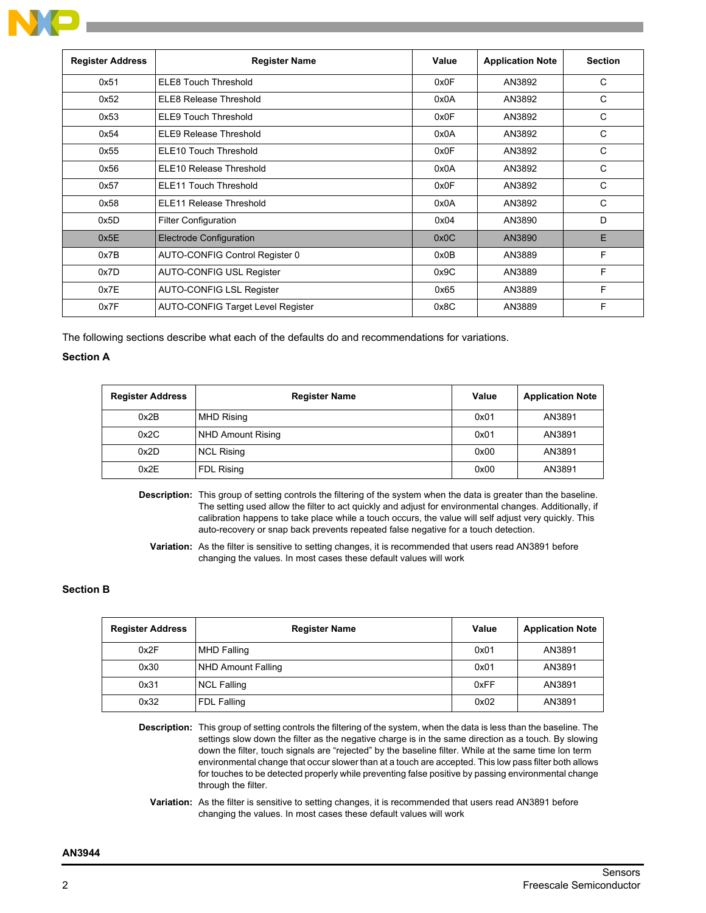| Register Address | Register Name | Value | Application Note | Section |
|---|---|---|---|---|
| 0x51 | ELE8 Touch Threshold | 0x0F | AN3892 | C |
| 0x52 | ELE8 Release Threshold | 0x0A | AN3892 | C |
| 0x53 | ELE9 Touch Threshold | 0x0F | AN3892 | C |
| 0x54 | ELE9 Release Threshold | 0x0A | AN3892 | C |
| 0x55 | ELE10 Touch Threshold | 0x0F | AN3892 | C |
| 0x56 | ELE10 Release Threshold | 0x0A | AN3892 | C |
| 0x57 | ELE11 Touch Threshold | 0x0F | AN3892 | C |
| 0x58 | ELE11 Release Threshold | 0x0A | AN3892 | C |
| 0x5D | Filter Configuration | 0x04 | AN3890 | D |
| 0x5E | Electrode Configuration | 0x0C | AN3890 | E |
| 0x7B | AUTO-CONFIG Control Register 0 | 0x0B | AN3889 | F |
| 0x7D | AUTO-CONFIG USL Register | 0x9C | AN3889 | F |
| 0x7E | AUTO-CONFIG LSL Register | 0x65 | AN3889 | F |
| 0x7F | AUTO-CONFIG Target Level Register | 0x8C | AN3889 | F |

The following sections describe what each of the defaults do and recommendations for variations.

**Section A**

| Register Address | Register Name | Value | Application Note |
|---|---|---|---|
| 0x2B | MHD Rising | 0x01 | AN3891 |
| 0x2C | NHD Amount Rising | 0x01 | AN3891 |
| 0x2D | NCL Rising | 0x00 | AN3891 |
| 0x2E | FDL Rising | 0x00 | AN3891 |

**Description:** This group of setting controls the filtering of the system when the data is greater than the baseline. The setting used allow the filter to act quickly and adjust for environmental changes. Additionally, if calibration happens to take place while a touch occurs, the value will self adjust very quickly. This auto-recovery or snap back prevents repeated false negative for a touch detection.

**Variation:** As the filter is sensitive to setting changes, it is recommended that users read AN3891 before changing the values. In most cases these default values will work

**Section B**

| Register Address | Register Name | Value | Application Note |
|---|---|---|---|
| 0x2F | MHD Falling | 0x01 | AN3891 |
| 0x30 | NHD Amount Falling | 0x01 | AN3891 |
| 0x31 | NCL Falling | 0xFF | AN3891 |
| 0x32 | FDL Falling | 0x02 | AN3891 |

**Description:** This group of setting controls the filtering of the system, when the data is less than the baseline. The settings slow down the filter as the negative charge is in the same direction as a touch. By slowing down the filter, touch signals are "rejected" by the baseline filter. While at the same time lon term environmental change that occur slower than at a touch are accepted. This low pass filter both allows for touches to be detected properly while preventing false positive by passing environmental change through the filter.

**Variation:** As the filter is sensitive to setting changes, it is recommended that users read AN3891 before changing the values. In most cases these default values will work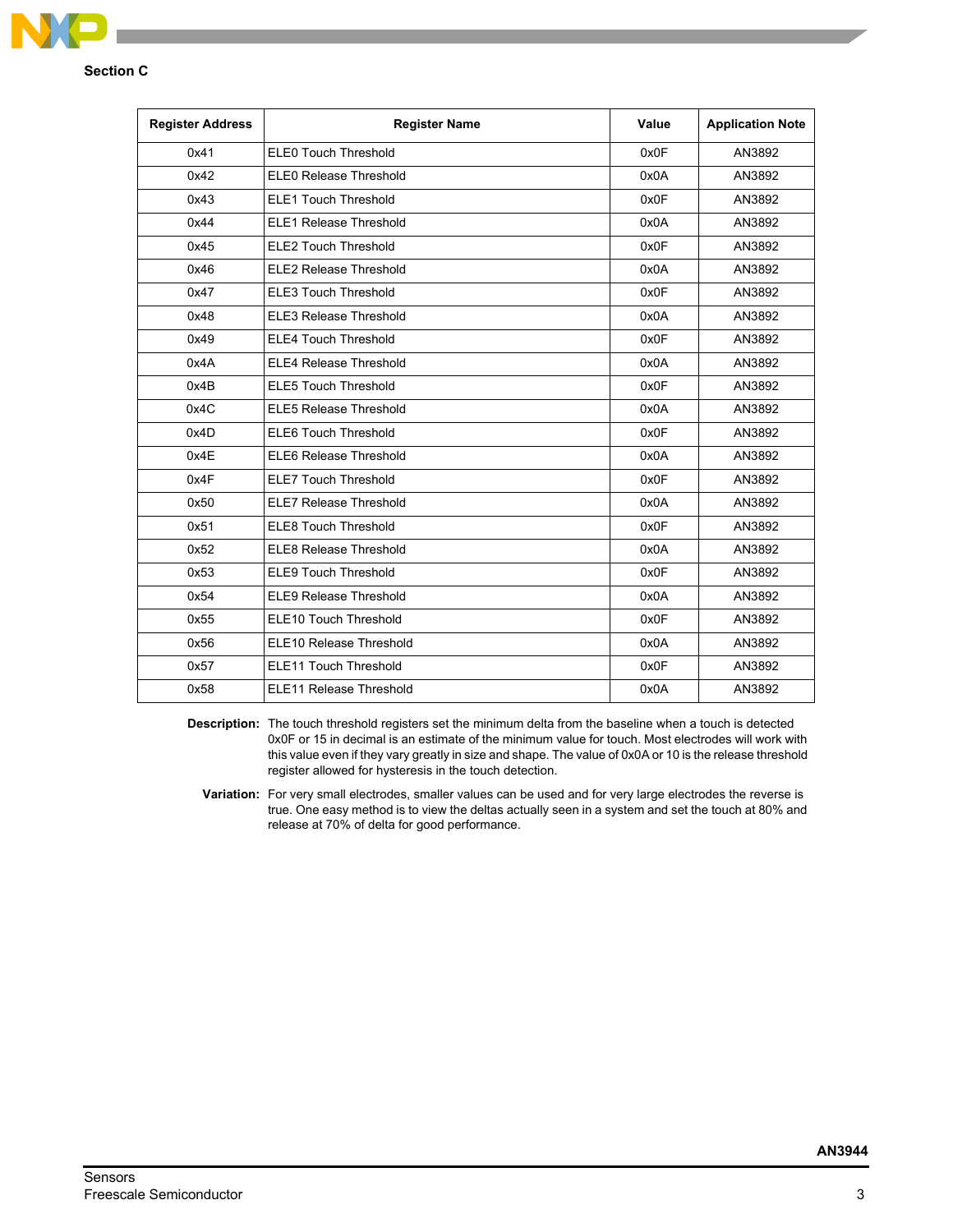### Section C

| Register Address | Register Name | Value | Application Note |
|---|---|---|---|
| 0x41 | ELE0 Touch Threshold | 0x0F | AN3892 |
| 0x42 | ELE0 Release Threshold | 0x0A | AN3892 |
| 0x43 | ELE1 Touch Threshold | 0x0F | AN3892 |
| 0x44 | ELE1 Release Threshold | 0x0A | AN3892 |
| 0x45 | ELE2 Touch Threshold | 0x0F | AN3892 |
| 0x46 | ELE2 Release Threshold | 0x0A | AN3892 |
| 0x47 | ELE3 Touch Threshold | 0x0F | AN3892 |
| 0x48 | ELE3 Release Threshold | 0x0A | AN3892 |
| 0x49 | ELE4 Touch Threshold | 0x0F | AN3892 |
| 0x4A | ELE4 Release Threshold | 0x0A | AN3892 |
| 0x4B | ELE5 Touch Threshold | 0x0F | AN3892 |
| 0x4C | ELE5 Release Threshold | 0x0A | AN3892 |
| 0x4D | ELE6 Touch Threshold | 0x0F | AN3892 |
| 0x4E | ELE6 Release Threshold | 0x0A | AN3892 |
| 0x4F | ELE7 Touch Threshold | 0x0F | AN3892 |
| 0x50 | ELE7 Release Threshold | 0x0A | AN3892 |
| 0x51 | ELE8 Touch Threshold | 0x0F | AN3892 |
| 0x52 | ELE8 Release Threshold | 0x0A | AN3892 |
| 0x53 | ELE9 Touch Threshold | 0x0F | AN3892 |
| 0x54 | ELE9 Release Threshold | 0x0A | AN3892 |
| 0x55 | ELE10 Touch Threshold | 0x0F | AN3892 |
| 0x56 | ELE10 Release Threshold | 0x0A | AN3892 |
| 0x57 | ELE11 Touch Threshold | 0x0F | AN3892 |
| 0x58 | ELE11 Release Threshold | 0x0A | AN3892 |

**Description:** The touch threshold registers set the minimum delta from the baseline when a touch is detected 0x0F or 15 in decimal is an estimate of the minimum value for touch. Most electrodes will work with this value even if they vary greatly in size and shape. The value of 0x0A or 10 is the release threshold register allowed for hysteresis in the touch detection.

**Variation:** For very small electrodes, smaller values can be used and for very large electrodes the reverse is true. One easy method is to view the deltas actually seen in a system and set the touch at 80% and release at 70% of delta for good performance.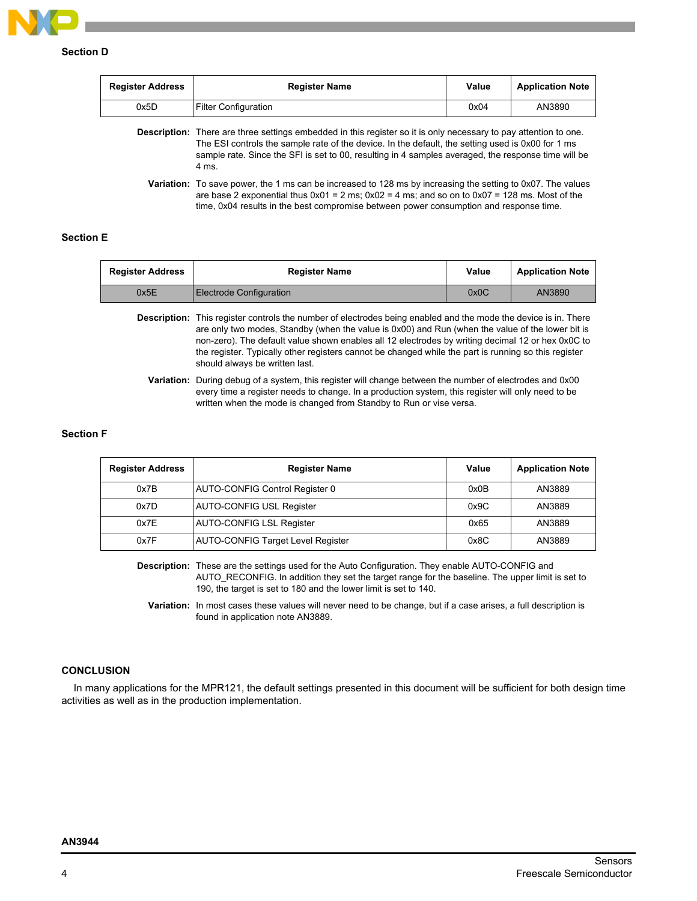### Section D

| Register Address | Register Name | Value | Application Note |
|---|---|---|---|
| 0x5D | Filter Configuration | 0x04 | AN3890 |

**Description:** There are three settings embedded in this register so it is only necessary to pay attention to one. The ESI controls the sample rate of the device. In the default, the setting used is 0x00 for 1 ms sample rate. Since the SFI is set to 00, resulting in 4 samples averaged, the response time will be 4 ms.

**Variation:** To save power, the 1 ms can be increased to 128 ms by increasing the setting to 0x07. The values are base 2 exponential thus 0x01 = 2 ms; 0x02 = 4 ms; and so on to 0x07 = 128 ms. Most of the time, 0x04 results in the best compromise between power consumption and response time.

### Section E

| Register Address | Register Name | Value | Application Note |
|---|---|---|---|
| 0x5E | Electrode Configuration | 0x0C | AN3890 |

**Description:** This register controls the number of electrodes being enabled and the mode the device is in. There are only two modes, Standby (when the value is 0x00) and Run (when the value of the lower bit is non-zero). The default value shown enables all 12 electrodes by writing decimal 12 or hex 0x0C to the register. Typically other registers cannot be changed while the part is running so this register should always be written last.

**Variation:** During debug of a system, this register will change between the number of electrodes and 0x00 every time a register needs to change. In a production system, this register will only need to be written when the mode is changed from Standby to Run or vise versa.

### Section F

| Register Address | Register Name | Value | Application Note |
|---|---|---|---|
| 0x7B | AUTO-CONFIG Control Register 0 | 0x0B | AN3889 |
| 0x7D | AUTO-CONFIG USL Register | 0x9C | AN3889 |
| 0x7E | AUTO-CONFIG LSL Register | 0x65 | AN3889 |
| 0x7F | AUTO-CONFIG Target Level Register | 0x8C | AN3889 |

**Description:** These are the settings used for the Auto Configuration. They enable AUTO-CONFIG and AUTO_RECONFIG. In addition they set the target range for the baseline. The upper limit is set to 190, the target is set to 180 and the lower limit is set to 140.

**Variation:** In most cases these values will never need to be change, but if a case arises, a full description is found in application note AN3889.

## CONCLUSION

In many applications for the MPR121, the default settings presented in this document will be sufficient for both design time activities as well as in the production implementation.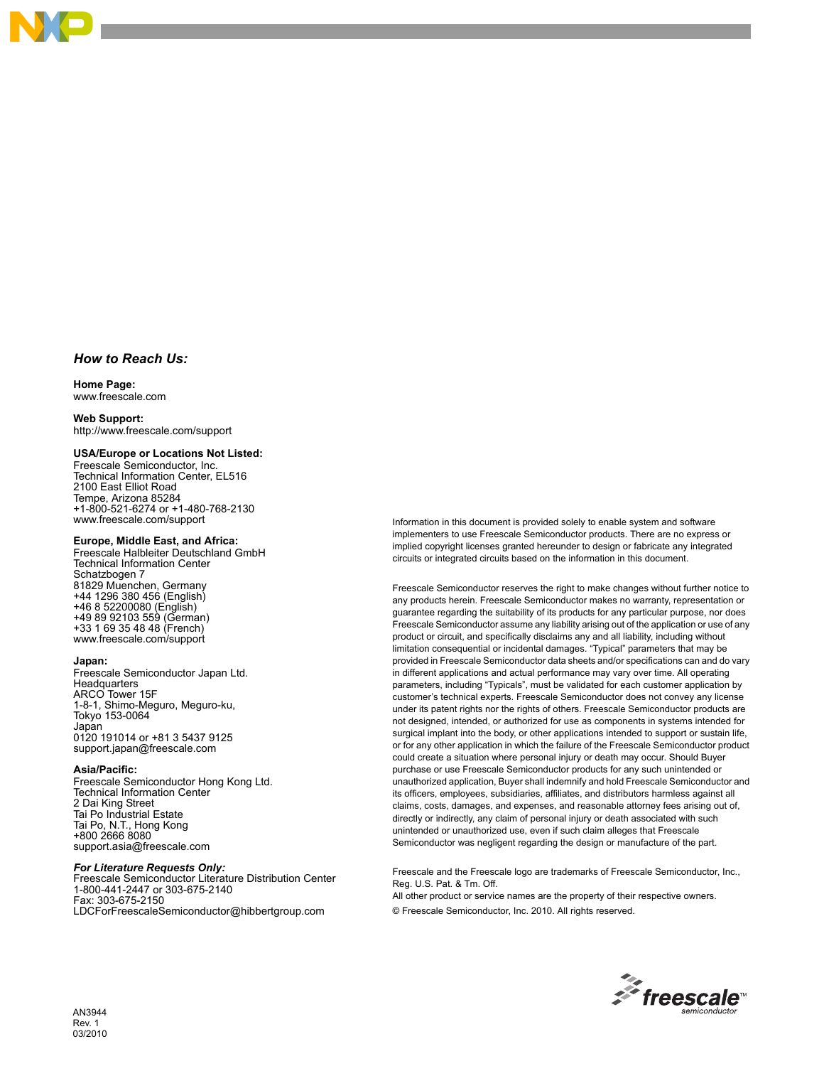*How to Reach Us:*

**Home Page:**
www.freescale.com

**Web Support:**
http://www.freescale.com/support

**USA/Europe or Locations Not Listed:**
Freescale Semiconductor, Inc.
Technical Information Center, EL516
2100 East Elliot Road
Tempe, Arizona 85284
+1-800-521-6274 or +1-480-768-2130
www.freescale.com/support

**Europe, Middle East, and Africa:**
Freescale Halbleiter Deutschland GmbH
Technical Information Center
Schatzbogen 7
81829 Muenchen, Germany
+44 1296 380 456 (English)
+46 8 52200080 (English)
+49 89 92103 559 (German)
+33 1 69 35 48 48 (French)
www.freescale.com/support

**Japan:**
Freescale Semiconductor Japan Ltd.
Headquarters
ARCO Tower 15F
1-8-1, Shimo-Meguro, Meguro-ku,
Tokyo 153-0064
Japan
0120 191014 or +81 3 5437 9125
support.japan@freescale.com

**Asia/Pacific:**
Freescale Semiconductor Hong Kong Ltd.
Technical Information Center
2 Dai King Street
Tai Po Industrial Estate
Tai Po, N.T., Hong Kong
+800 2666 8080
support.asia@freescale.com

***For Literature Requests Only:***
Freescale Semiconductor Literature Distribution Center
1-800-441-2447 or 303-675-2140
Fax: 303-675-2150
LDCForFreescaleSemiconductor@hibbertgroup.com

Information in this document is provided solely to enable system and software implementers to use Freescale Semiconductor products. There are no express or implied copyright licenses granted hereunder to design or fabricate any integrated circuits or integrated circuits based on the information in this document.

Freescale Semiconductor reserves the right to make changes without further notice to any products herein. Freescale Semiconductor makes no warranty, representation or guarantee regarding the suitability of its products for any particular purpose, nor does Freescale Semiconductor assume any liability arising out of the application or use of any product or circuit, and specifically disclaims any and all liability, including without limitation consequential or incidental damages. “Typical” parameters that may be provided in Freescale Semiconductor data sheets and/or specifications can and do vary in different applications and actual performance may vary over time. All operating parameters, including “Typicals”, must be validated for each customer application by customer’s technical experts. Freescale Semiconductor does not convey any license under its patent rights nor the rights of others. Freescale Semiconductor products are not designed, intended, or authorized for use as components in systems intended for surgical implant into the body, or other applications intended to support or sustain life, or for any other application in which the failure of the Freescale Semiconductor product could create a situation where personal injury or death may occur. Should Buyer purchase or use Freescale Semiconductor products for any such unintended or unauthorized application, Buyer shall indemnify and hold Freescale Semiconductor and its officers, employees, subsidiaries, affiliates, and distributors harmless against all claims, costs, damages, and expenses, and reasonable attorney fees arising out of, directly or indirectly, any claim of personal injury or death associated with such unintended or unauthorized use, even if such claim alleges that Freescale Semiconductor was negligent regarding the design or manufacture of the part.

Freescale and the Freescale logo are trademarks of Freescale Semiconductor, Inc., Reg. U.S. Pat. & Tm. Off.
All other product or service names are the property of their respective owners.
© Freescale Semiconductor, Inc. 2010. All rights reserved.

AN3944
Rev. 1
03/2010